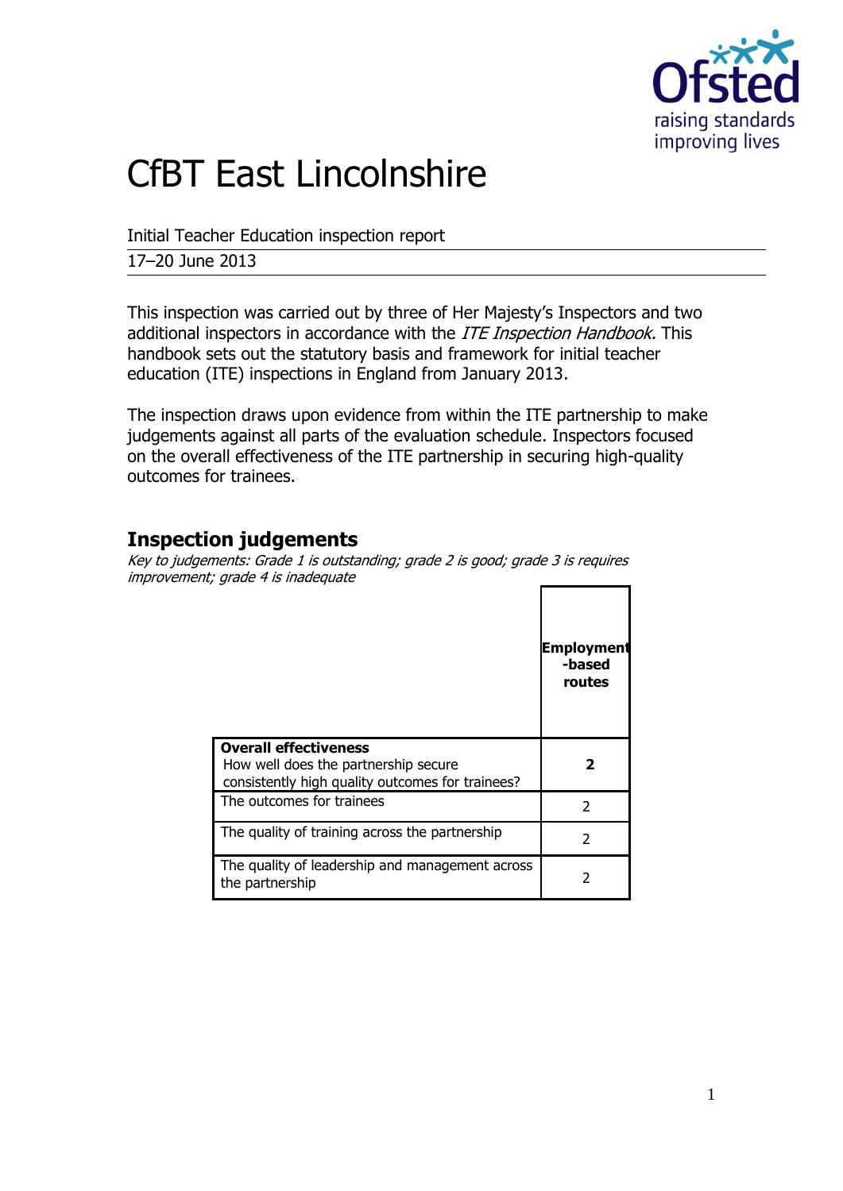# CfBT East Lincolnshire

Initial Teacher Education inspection report

17–20 June 2013

This inspection was carried out by three of Her Majesty's Inspectors and two additional inspectors in accordance with the *ITE Inspection Handbook.* This handbook sets out the statutory basis and framework for initial teacher education (ITE) inspections in England from January 2013.

The inspection draws upon evidence from within the ITE partnership to make judgements against all parts of the evaluation schedule. Inspectors focused on the overall effectiveness of the ITE partnership in securing high-quality outcomes for trainees.

## Inspection judgements

*Key to judgements: Grade 1 is outstanding; grade 2 is good; grade 3 is requires improvement; grade 4 is inadequate*

| | **Employment-based routes** |
|---|---|
| **Overall effectiveness** How well does the partnership secure consistently high quality outcomes for trainees? | **2** |
| The outcomes for trainees | 2 |
| The quality of training across the partnership | 2 |
| The quality of leadership and management across the partnership | 2 |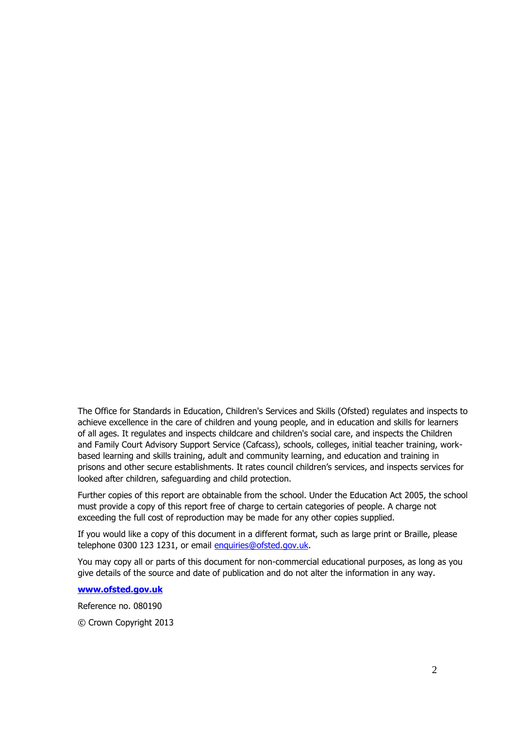The Office for Standards in Education, Children's Services and Skills (Ofsted) regulates and inspects to achieve excellence in the care of children and young people, and in education and skills for learners of all ages. It regulates and inspects childcare and children's social care, and inspects the Children and Family Court Advisory Support Service (Cafcass), schools, colleges, initial teacher training, work-based learning and skills training, adult and community learning, and education and training in prisons and other secure establishments. It rates council children's services, and inspects services for looked after children, safeguarding and child protection.

Further copies of this report are obtainable from the school. Under the Education Act 2005, the school must provide a copy of this report free of charge to certain categories of people. A charge not exceeding the full cost of reproduction may be made for any other copies supplied.

If you would like a copy of this document in a different format, such as large print or Braille, please telephone 0300 123 1231, or email enquiries@ofsted.gov.uk.

You may copy all or parts of this document for non-commercial educational purposes, as long as you give details of the source and date of publication and do not alter the information in any way.

**www.ofsted.gov.uk**

Reference no. 080190

© Crown Copyright 2013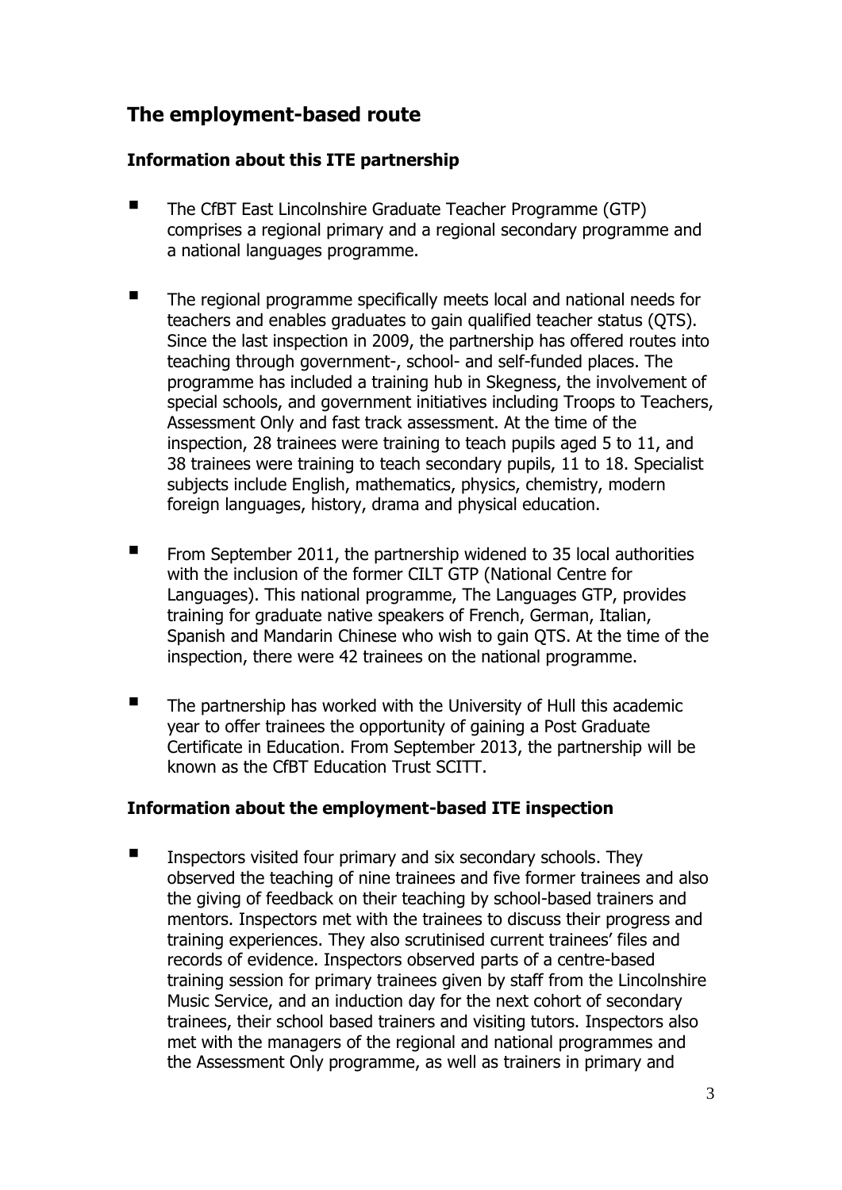## The employment-based route

### Information about this ITE partnership

- The CfBT East Lincolnshire Graduate Teacher Programme (GTP) comprises a regional primary and a regional secondary programme and a national languages programme.

- The regional programme specifically meets local and national needs for teachers and enables graduates to gain qualified teacher status (QTS). Since the last inspection in 2009, the partnership has offered routes into teaching through government-, school- and self-funded places. The programme has included a training hub in Skegness, the involvement of special schools, and government initiatives including Troops to Teachers, Assessment Only and fast track assessment. At the time of the inspection, 28 trainees were training to teach pupils aged 5 to 11, and 38 trainees were training to teach secondary pupils, 11 to 18. Specialist subjects include English, mathematics, physics, chemistry, modern foreign languages, history, drama and physical education.

- From September 2011, the partnership widened to 35 local authorities with the inclusion of the former CILT GTP (National Centre for Languages). This national programme, The Languages GTP, provides training for graduate native speakers of French, German, Italian, Spanish and Mandarin Chinese who wish to gain QTS. At the time of the inspection, there were 42 trainees on the national programme.

- The partnership has worked with the University of Hull this academic year to offer trainees the opportunity of gaining a Post Graduate Certificate in Education. From September 2013, the partnership will be known as the CfBT Education Trust SCITT.

### Information about the employment-based ITE inspection

- Inspectors visited four primary and six secondary schools. They observed the teaching of nine trainees and five former trainees and also the giving of feedback on their teaching by school-based trainers and mentors. Inspectors met with the trainees to discuss their progress and training experiences. They also scrutinised current trainees' files and records of evidence. Inspectors observed parts of a centre-based training session for primary trainees given by staff from the Lincolnshire Music Service, and an induction day for the next cohort of secondary trainees, their school based trainers and visiting tutors. Inspectors also met with the managers of the regional and national programmes and the Assessment Only programme, as well as trainers in primary and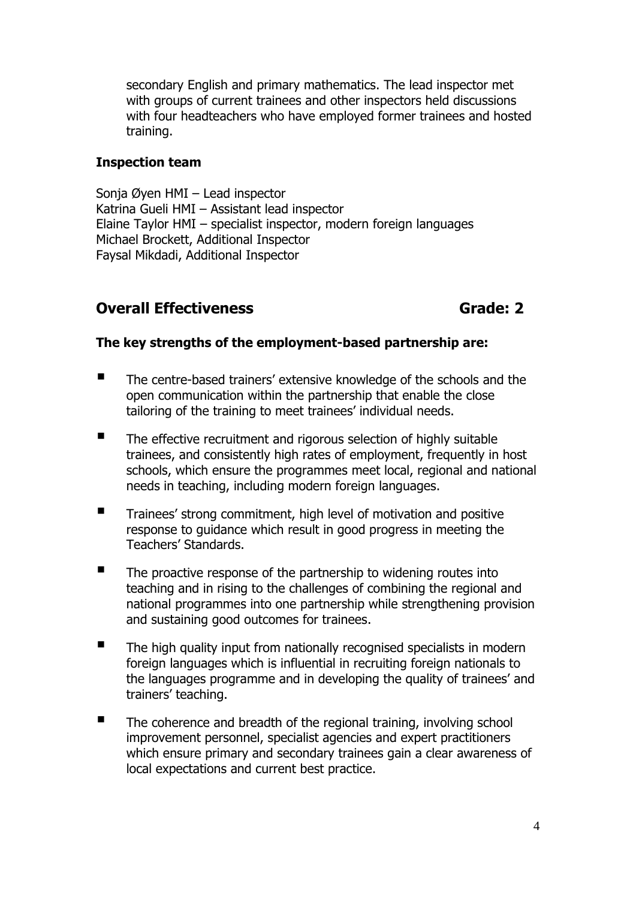secondary English and primary mathematics. The lead inspector met with groups of current trainees and other inspectors held discussions with four headteachers who have employed former trainees and hosted training.

### Inspection team

Sonja Øyen HMI – Lead inspector
Katrina Gueli HMI – Assistant lead inspector
Elaine Taylor HMI – specialist inspector, modern foreign languages
Michael Brockett, Additional Inspector
Faysal Mikdadi, Additional Inspector

## Overall Effectiveness — Grade: 2

**The key strengths of the employment-based partnership are:**

- The centre-based trainers' extensive knowledge of the schools and the open communication within the partnership that enable the close tailoring of the training to meet trainees' individual needs.
- The effective recruitment and rigorous selection of highly suitable trainees, and consistently high rates of employment, frequently in host schools, which ensure the programmes meet local, regional and national needs in teaching, including modern foreign languages.
- Trainees' strong commitment, high level of motivation and positive response to guidance which result in good progress in meeting the Teachers' Standards.
- The proactive response of the partnership to widening routes into teaching and in rising to the challenges of combining the regional and national programmes into one partnership while strengthening provision and sustaining good outcomes for trainees.
- The high quality input from nationally recognised specialists in modern foreign languages which is influential in recruiting foreign nationals to the languages programme and in developing the quality of trainees' and trainers' teaching.
- The coherence and breadth of the regional training, involving school improvement personnel, specialist agencies and expert practitioners which ensure primary and secondary trainees gain a clear awareness of local expectations and current best practice.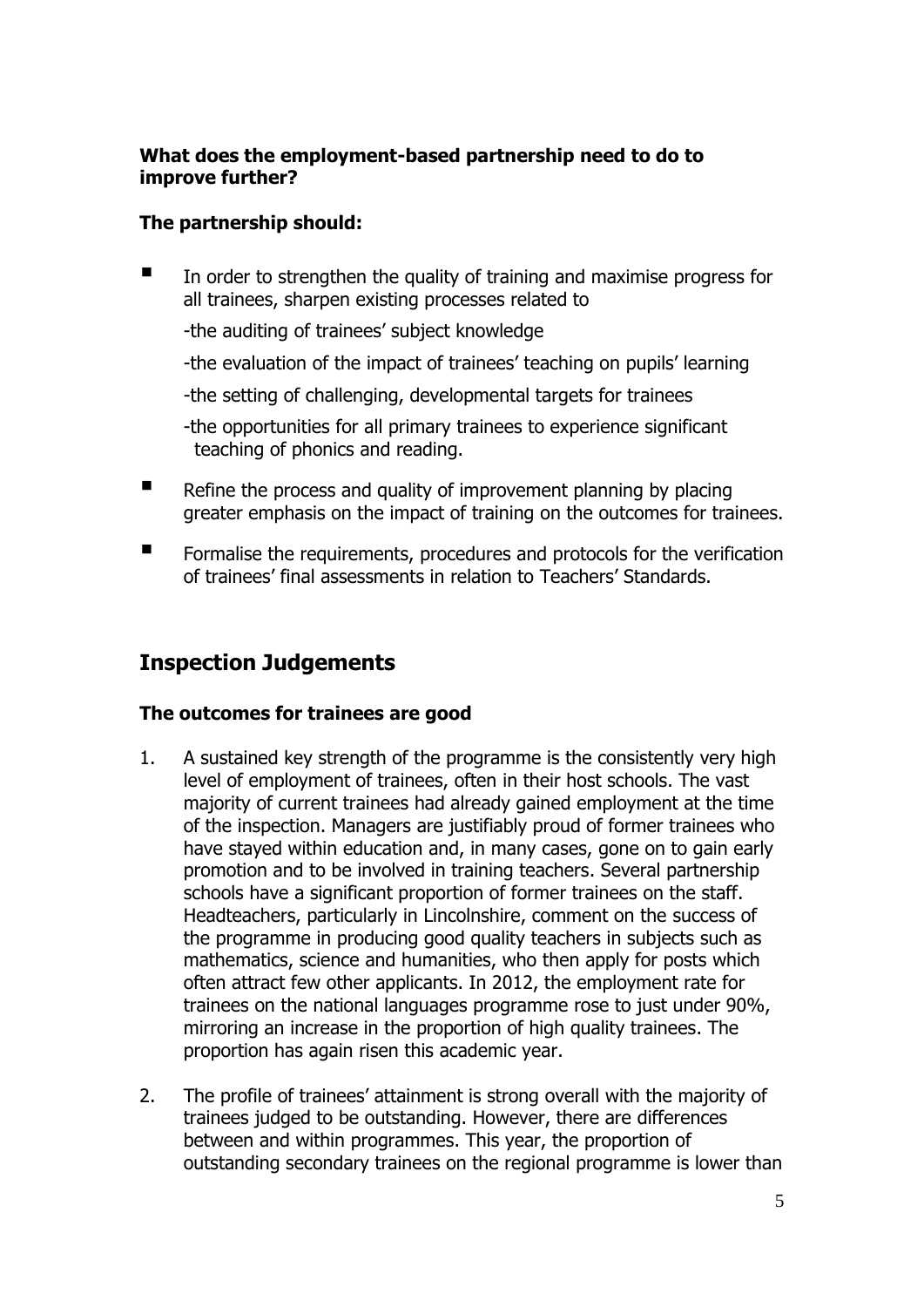**What does the employment-based partnership need to do to improve further?**

**The partnership should:**

- In order to strengthen the quality of training and maximise progress for all trainees, sharpen existing processes related to
  - -the auditing of trainees' subject knowledge
  - -the evaluation of the impact of trainees' teaching on pupils' learning
  - -the setting of challenging, developmental targets for trainees
  - -the opportunities for all primary trainees to experience significant teaching of phonics and reading.
- Refine the process and quality of improvement planning by placing greater emphasis on the impact of training on the outcomes for trainees.
- Formalise the requirements, procedures and protocols for the verification of trainees' final assessments in relation to Teachers' Standards.

## Inspection Judgements

### The outcomes for trainees are good

1. A sustained key strength of the programme is the consistently very high level of employment of trainees, often in their host schools. The vast majority of current trainees had already gained employment at the time of the inspection. Managers are justifiably proud of former trainees who have stayed within education and, in many cases, gone on to gain early promotion and to be involved in training teachers. Several partnership schools have a significant proportion of former trainees on the staff. Headteachers, particularly in Lincolnshire, comment on the success of the programme in producing good quality teachers in subjects such as mathematics, science and humanities, who then apply for posts which often attract few other applicants. In 2012, the employment rate for trainees on the national languages programme rose to just under 90%, mirroring an increase in the proportion of high quality trainees. The proportion has again risen this academic year.

2. The profile of trainees' attainment is strong overall with the majority of trainees judged to be outstanding. However, there are differences between and within programmes. This year, the proportion of outstanding secondary trainees on the regional programme is lower than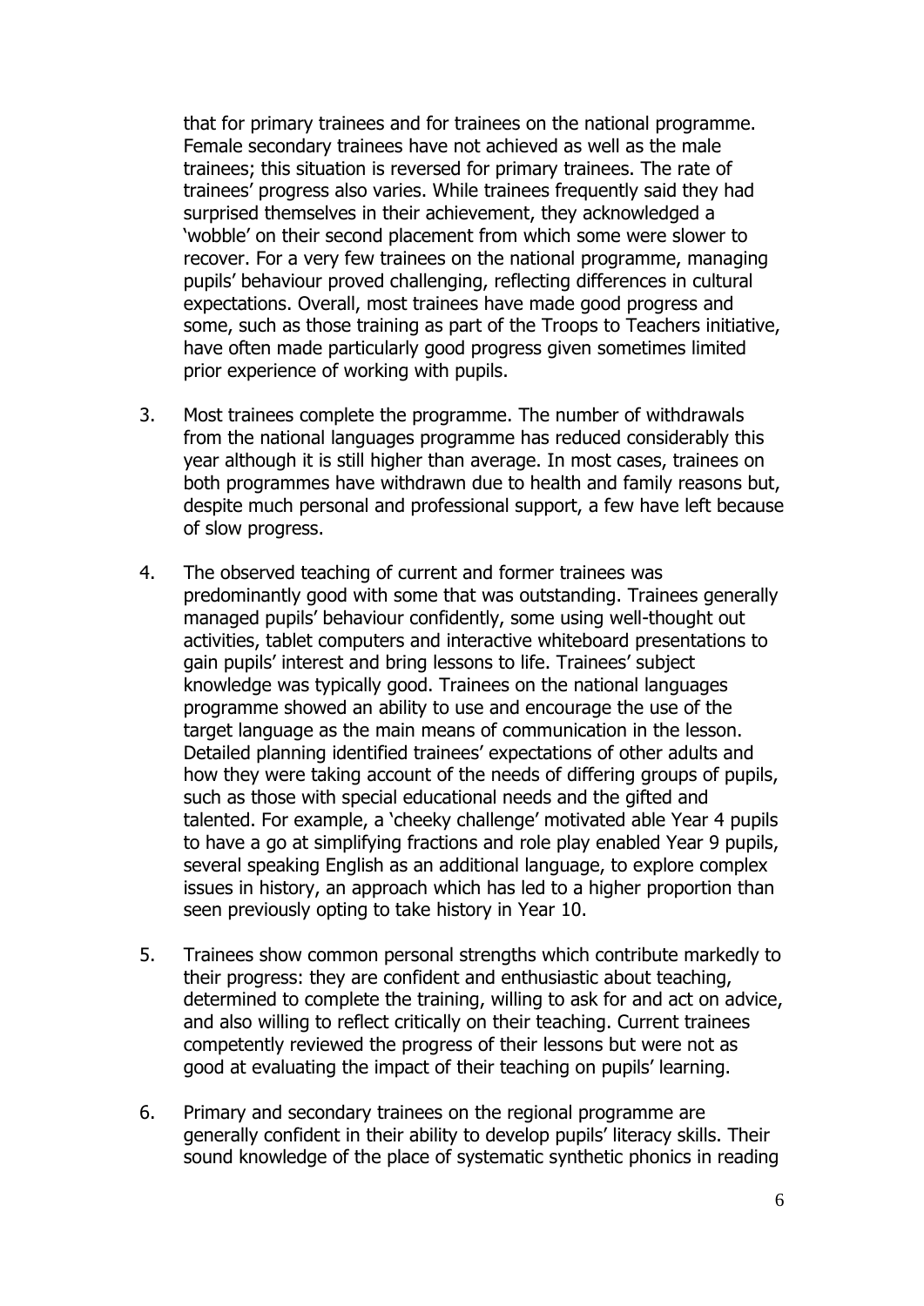that for primary trainees and for trainees on the national programme. Female secondary trainees have not achieved as well as the male trainees; this situation is reversed for primary trainees. The rate of trainees' progress also varies. While trainees frequently said they had surprised themselves in their achievement, they acknowledged a 'wobble' on their second placement from which some were slower to recover. For a very few trainees on the national programme, managing pupils' behaviour proved challenging, reflecting differences in cultural expectations. Overall, most trainees have made good progress and some, such as those training as part of the Troops to Teachers initiative, have often made particularly good progress given sometimes limited prior experience of working with pupils.

3. Most trainees complete the programme. The number of withdrawals from the national languages programme has reduced considerably this year although it is still higher than average. In most cases, trainees on both programmes have withdrawn due to health and family reasons but, despite much personal and professional support, a few have left because of slow progress.

4. The observed teaching of current and former trainees was predominantly good with some that was outstanding. Trainees generally managed pupils' behaviour confidently, some using well-thought out activities, tablet computers and interactive whiteboard presentations to gain pupils' interest and bring lessons to life. Trainees' subject knowledge was typically good. Trainees on the national languages programme showed an ability to use and encourage the use of the target language as the main means of communication in the lesson. Detailed planning identified trainees' expectations of other adults and how they were taking account of the needs of differing groups of pupils, such as those with special educational needs and the gifted and talented. For example, a 'cheeky challenge' motivated able Year 4 pupils to have a go at simplifying fractions and role play enabled Year 9 pupils, several speaking English as an additional language, to explore complex issues in history, an approach which has led to a higher proportion than seen previously opting to take history in Year 10.

5. Trainees show common personal strengths which contribute markedly to their progress: they are confident and enthusiastic about teaching, determined to complete the training, willing to ask for and act on advice, and also willing to reflect critically on their teaching. Current trainees competently reviewed the progress of their lessons but were not as good at evaluating the impact of their teaching on pupils' learning.

6. Primary and secondary trainees on the regional programme are generally confident in their ability to develop pupils' literacy skills. Their sound knowledge of the place of systematic synthetic phonics in reading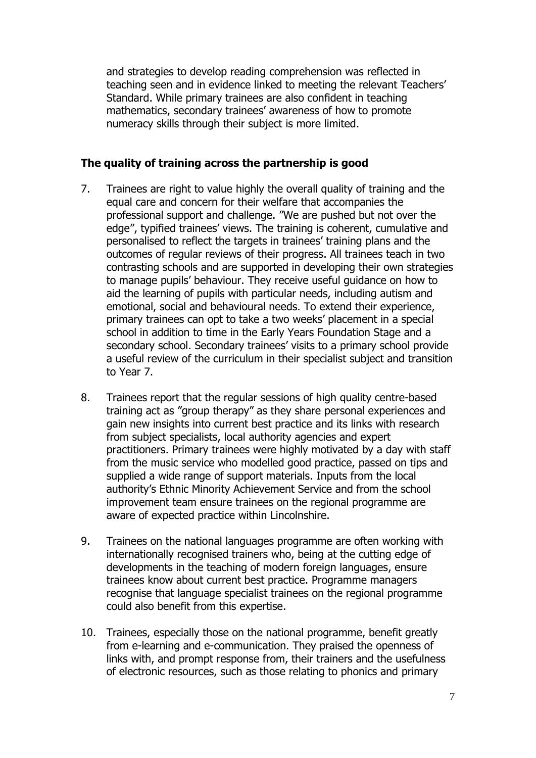and strategies to develop reading comprehension was reflected in teaching seen and in evidence linked to meeting the relevant Teachers' Standard. While primary trainees are also confident in teaching mathematics, secondary trainees' awareness of how to promote numeracy skills through their subject is more limited.

### The quality of training across the partnership is good

7. Trainees are right to value highly the overall quality of training and the equal care and concern for their welfare that accompanies the professional support and challenge. "We are pushed but not over the edge", typified trainees' views. The training is coherent, cumulative and personalised to reflect the targets in trainees' training plans and the outcomes of regular reviews of their progress. All trainees teach in two contrasting schools and are supported in developing their own strategies to manage pupils' behaviour. They receive useful guidance on how to aid the learning of pupils with particular needs, including autism and emotional, social and behavioural needs. To extend their experience, primary trainees can opt to take a two weeks' placement in a special school in addition to time in the Early Years Foundation Stage and a secondary school. Secondary trainees' visits to a primary school provide a useful review of the curriculum in their specialist subject and transition to Year 7.

8. Trainees report that the regular sessions of high quality centre-based training act as "group therapy" as they share personal experiences and gain new insights into current best practice and its links with research from subject specialists, local authority agencies and expert practitioners. Primary trainees were highly motivated by a day with staff from the music service who modelled good practice, passed on tips and supplied a wide range of support materials. Inputs from the local authority's Ethnic Minority Achievement Service and from the school improvement team ensure trainees on the regional programme are aware of expected practice within Lincolnshire.

9. Trainees on the national languages programme are often working with internationally recognised trainers who, being at the cutting edge of developments in the teaching of modern foreign languages, ensure trainees know about current best practice. Programme managers recognise that language specialist trainees on the regional programme could also benefit from this expertise.

10. Trainees, especially those on the national programme, benefit greatly from e-learning and e-communication. They praised the openness of links with, and prompt response from, their trainers and the usefulness of electronic resources, such as those relating to phonics and primary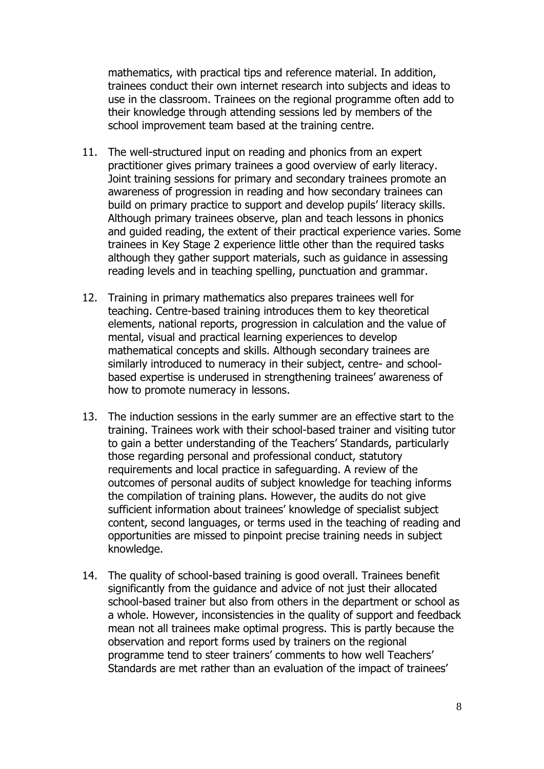mathematics, with practical tips and reference material. In addition, trainees conduct their own internet research into subjects and ideas to use in the classroom. Trainees on the regional programme often add to their knowledge through attending sessions led by members of the school improvement team based at the training centre.

11. The well-structured input on reading and phonics from an expert practitioner gives primary trainees a good overview of early literacy. Joint training sessions for primary and secondary trainees promote an awareness of progression in reading and how secondary trainees can build on primary practice to support and develop pupils' literacy skills. Although primary trainees observe, plan and teach lessons in phonics and guided reading, the extent of their practical experience varies. Some trainees in Key Stage 2 experience little other than the required tasks although they gather support materials, such as guidance in assessing reading levels and in teaching spelling, punctuation and grammar.

12. Training in primary mathematics also prepares trainees well for teaching. Centre-based training introduces them to key theoretical elements, national reports, progression in calculation and the value of mental, visual and practical learning experiences to develop mathematical concepts and skills. Although secondary trainees are similarly introduced to numeracy in their subject, centre- and school-based expertise is underused in strengthening trainees' awareness of how to promote numeracy in lessons.

13. The induction sessions in the early summer are an effective start to the training. Trainees work with their school-based trainer and visiting tutor to gain a better understanding of the Teachers' Standards, particularly those regarding personal and professional conduct, statutory requirements and local practice in safeguarding. A review of the outcomes of personal audits of subject knowledge for teaching informs the compilation of training plans. However, the audits do not give sufficient information about trainees' knowledge of specialist subject content, second languages, or terms used in the teaching of reading and opportunities are missed to pinpoint precise training needs in subject knowledge.

14. The quality of school-based training is good overall. Trainees benefit significantly from the guidance and advice of not just their allocated school-based trainer but also from others in the department or school as a whole. However, inconsistencies in the quality of support and feedback mean not all trainees make optimal progress. This is partly because the observation and report forms used by trainers on the regional programme tend to steer trainers' comments to how well Teachers' Standards are met rather than an evaluation of the impact of trainees'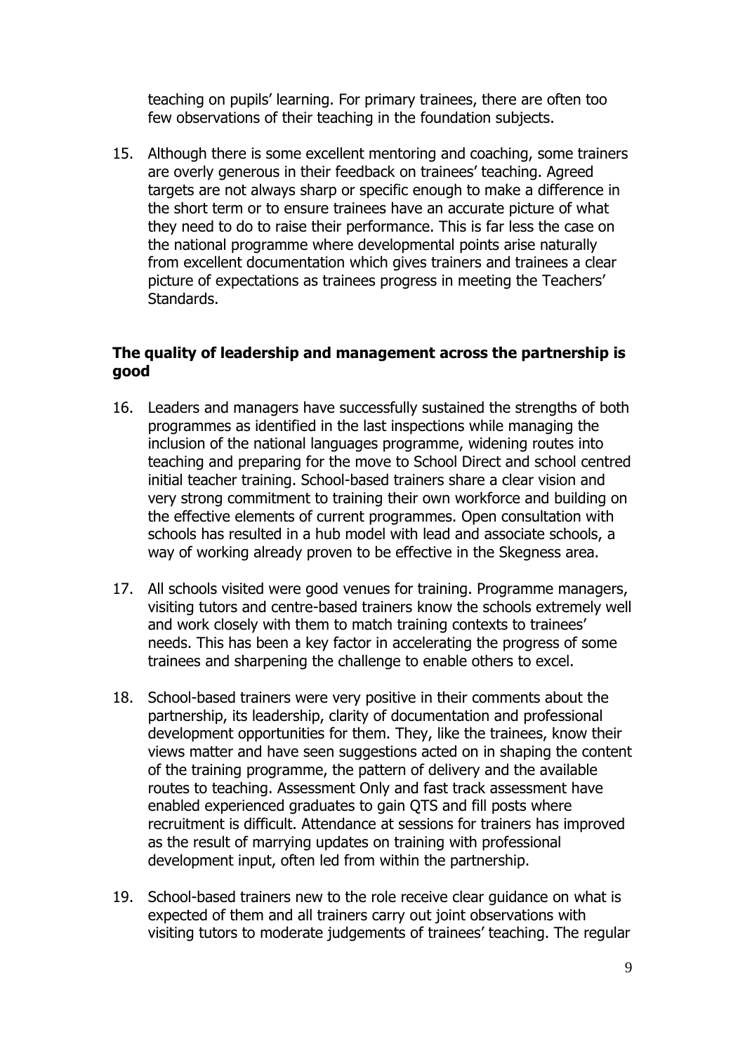teaching on pupils' learning. For primary trainees, there are often too few observations of their teaching in the foundation subjects.

15. Although there is some excellent mentoring and coaching, some trainers are overly generous in their feedback on trainees' teaching. Agreed targets are not always sharp or specific enough to make a difference in the short term or to ensure trainees have an accurate picture of what they need to do to raise their performance. This is far less the case on the national programme where developmental points arise naturally from excellent documentation which gives trainers and trainees a clear picture of expectations as trainees progress in meeting the Teachers' Standards.

**The quality of leadership and management across the partnership is good**

16. Leaders and managers have successfully sustained the strengths of both programmes as identified in the last inspections while managing the inclusion of the national languages programme, widening routes into teaching and preparing for the move to School Direct and school centred initial teacher training. School-based trainers share a clear vision and very strong commitment to training their own workforce and building on the effective elements of current programmes. Open consultation with schools has resulted in a hub model with lead and associate schools, a way of working already proven to be effective in the Skegness area.

17. All schools visited were good venues for training. Programme managers, visiting tutors and centre-based trainers know the schools extremely well and work closely with them to match training contexts to trainees' needs. This has been a key factor in accelerating the progress of some trainees and sharpening the challenge to enable others to excel.

18. School-based trainers were very positive in their comments about the partnership, its leadership, clarity of documentation and professional development opportunities for them. They, like the trainees, know their views matter and have seen suggestions acted on in shaping the content of the training programme, the pattern of delivery and the available routes to teaching. Assessment Only and fast track assessment have enabled experienced graduates to gain QTS and fill posts where recruitment is difficult. Attendance at sessions for trainers has improved as the result of marrying updates on training with professional development input, often led from within the partnership.

19. School-based trainers new to the role receive clear guidance on what is expected of them and all trainers carry out joint observations with visiting tutors to moderate judgements of trainees' teaching. The regular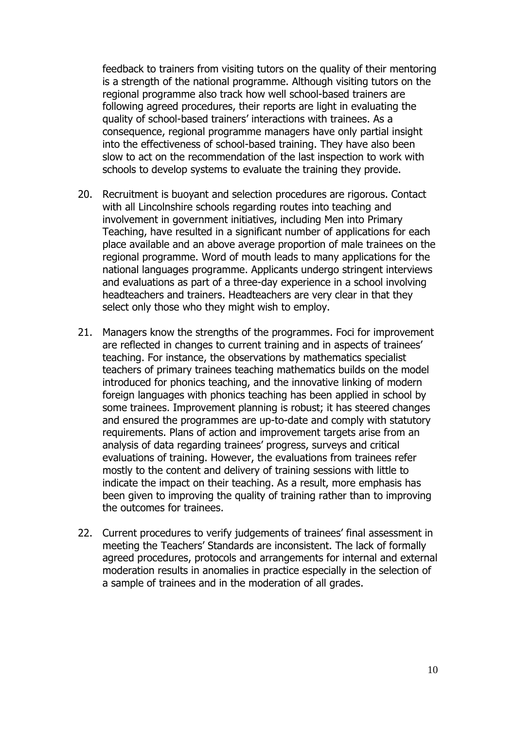feedback to trainers from visiting tutors on the quality of their mentoring is a strength of the national programme. Although visiting tutors on the regional programme also track how well school-based trainers are following agreed procedures, their reports are light in evaluating the quality of school-based trainers' interactions with trainees. As a consequence, regional programme managers have only partial insight into the effectiveness of school-based training. They have also been slow to act on the recommendation of the last inspection to work with schools to develop systems to evaluate the training they provide.

20. Recruitment is buoyant and selection procedures are rigorous. Contact with all Lincolnshire schools regarding routes into teaching and involvement in government initiatives, including Men into Primary Teaching, have resulted in a significant number of applications for each place available and an above average proportion of male trainees on the regional programme. Word of mouth leads to many applications for the national languages programme. Applicants undergo stringent interviews and evaluations as part of a three-day experience in a school involving headteachers and trainers. Headteachers are very clear in that they select only those who they might wish to employ.

21. Managers know the strengths of the programmes. Foci for improvement are reflected in changes to current training and in aspects of trainees' teaching. For instance, the observations by mathematics specialist teachers of primary trainees teaching mathematics builds on the model introduced for phonics teaching, and the innovative linking of modern foreign languages with phonics teaching has been applied in school by some trainees. Improvement planning is robust; it has steered changes and ensured the programmes are up-to-date and comply with statutory requirements. Plans of action and improvement targets arise from an analysis of data regarding trainees' progress, surveys and critical evaluations of training. However, the evaluations from trainees refer mostly to the content and delivery of training sessions with little to indicate the impact on their teaching. As a result, more emphasis has been given to improving the quality of training rather than to improving the outcomes for trainees.

22. Current procedures to verify judgements of trainees' final assessment in meeting the Teachers' Standards are inconsistent. The lack of formally agreed procedures, protocols and arrangements for internal and external moderation results in anomalies in practice especially in the selection of a sample of trainees and in the moderation of all grades.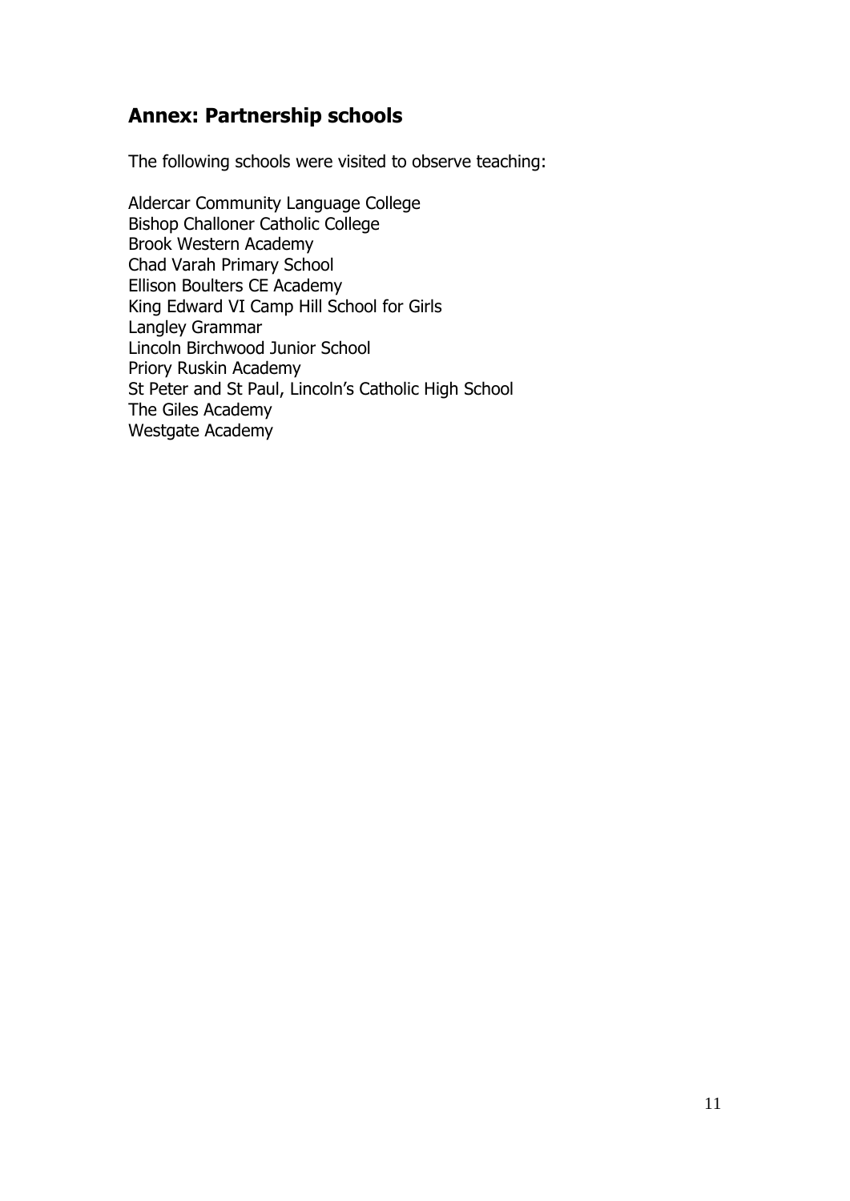## Annex: Partnership schools

The following schools were visited to observe teaching:

Aldercar Community Language College
Bishop Challoner Catholic College
Brook Western Academy
Chad Varah Primary School
Ellison Boulters CE Academy
King Edward VI Camp Hill School for Girls
Langley Grammar
Lincoln Birchwood Junior School
Priory Ruskin Academy
St Peter and St Paul, Lincoln's Catholic High School
The Giles Academy
Westgate Academy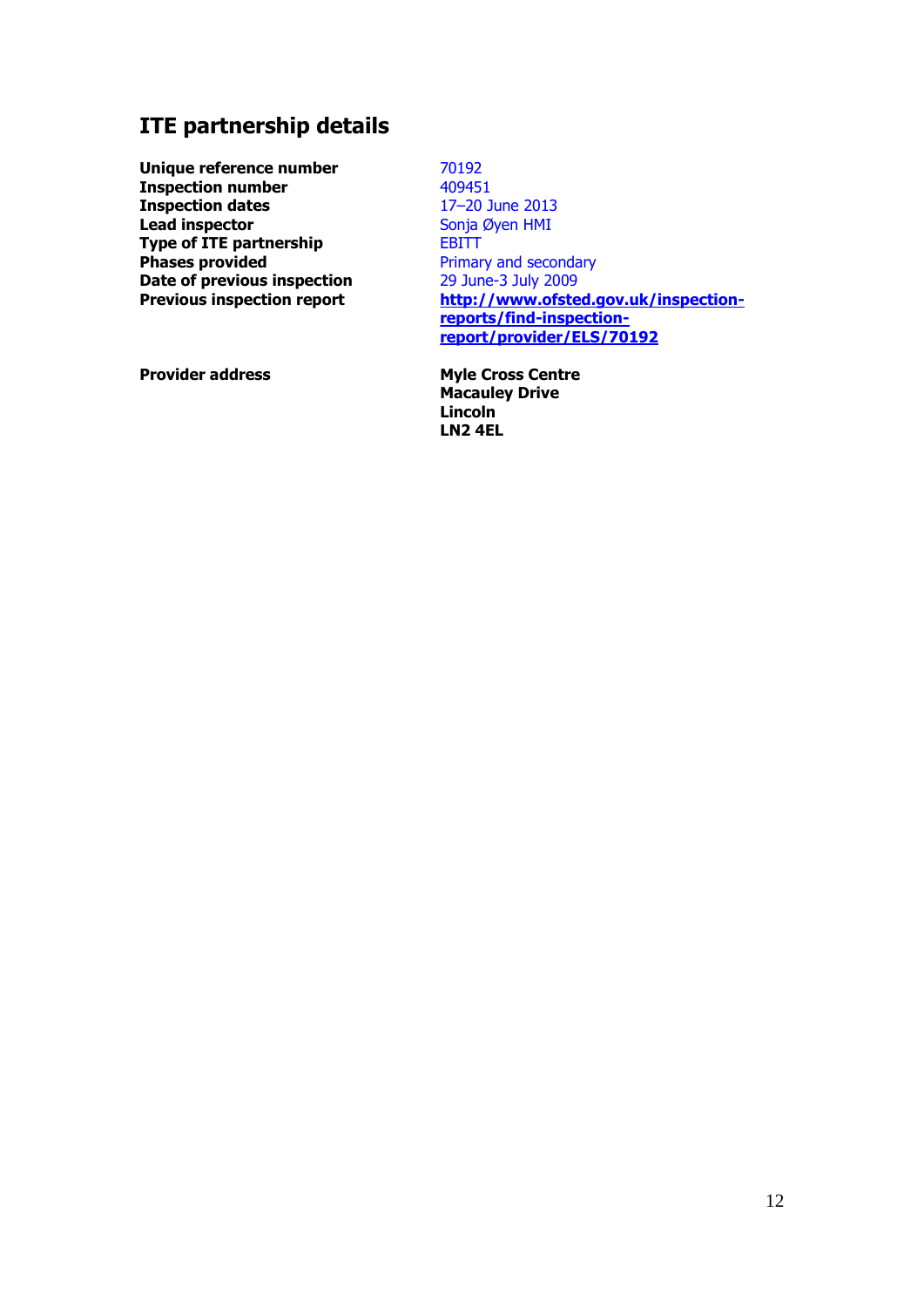## ITE partnership details

| | |
|---|---|
| **Unique reference number** | 70192 |
| **Inspection number** | 409451 |
| **Inspection dates** | 17–20 June 2013 |
| **Lead inspector** | Sonja Øyen HMI |
| **Type of ITE partnership** | EBITT |
| **Phases provided** | Primary and secondary |
| **Date of previous inspection** | 29 June-3 July 2009 |
| **Previous inspection report** | **http://www.ofsted.gov.uk/inspection-reports/find-inspection-report/provider/ELS/70192** |
| **Provider address** | **Myle Cross Centre**<br>**Macauley Drive**<br>**Lincoln**<br>**LN2 4EL** |